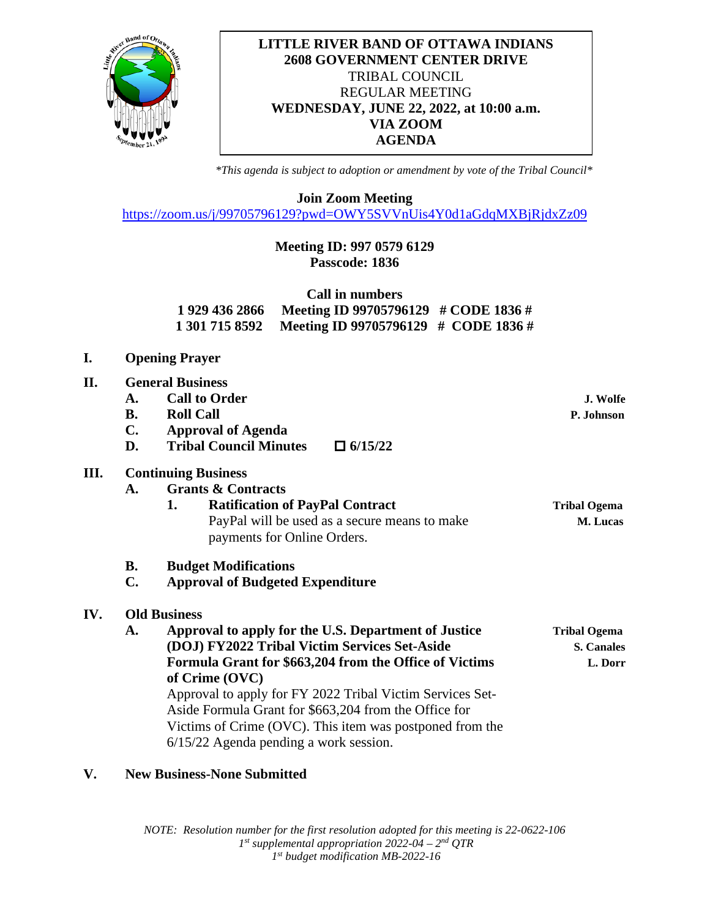# LITTLE RIVER BAND OF OTTAWA INDIANS
# 2608 GOVERNMENT CENTER DRIVE

TRIBAL COUNCIL

REGULAR MEETING

**WEDNESDAY, JUNE 22, 2022, at 10:00 a.m.**

**VIA ZOOM**

**AGENDA**

*\*This agenda is subject to adoption or amendment by vote of the Tribal Council\**

**Join Zoom Meeting**

https://zoom.us/j/99705796129?pwd=OWY5SVVnUis4Y0d1aGdqMXBjRjdxZz09

**Meeting ID: 997 0579 6129**

**Passcode: 1836**

**Call in numbers**

**1 929 436 2866 Meeting ID 99705796129 # CODE 1836 #**

**1 301 715 8592 Meeting ID 99705796129 # CODE 1836 #**

**I. Opening Prayer**

**II. General Business**

- **A. Call to Order** — **J. Wolfe**
- **B. Roll Call** — **P. Johnson**
- **C. Approval of Agenda**
- **D. Tribal Council Minutes** ☐ **6/15/22**

**III. Continuing Business**

- **A. Grants & Contracts**
  1. **Ratification of PayPal Contract** — **Tribal Ogema, M. Lucas**
     PayPal will be used as a secure means to make payments for Online Orders.
- **B. Budget Modifications**
- **C. Approval of Budgeted Expenditure**

**IV. Old Business**

- **A. Approval to apply for the U.S. Department of Justice (DOJ) FY2022 Tribal Victim Services Set-Aside Formula Grant for $663,204 from the Office of Victims of Crime (OVC)** — **Tribal Ogema, S. Canales, L. Dorr**
  Approval to apply for FY 2022 Tribal Victim Services Set-Aside Formula Grant for $663,204 from the Office for Victims of Crime (OVC). This item was postponed from the 6/15/22 Agenda pending a work session.

**V. New Business-None Submitted**

*NOTE: Resolution number for the first resolution adopted for this meeting is 22-0622-106*

*1st supplemental appropriation 2022-04 – 2nd QTR*

*1st budget modification MB-2022-16*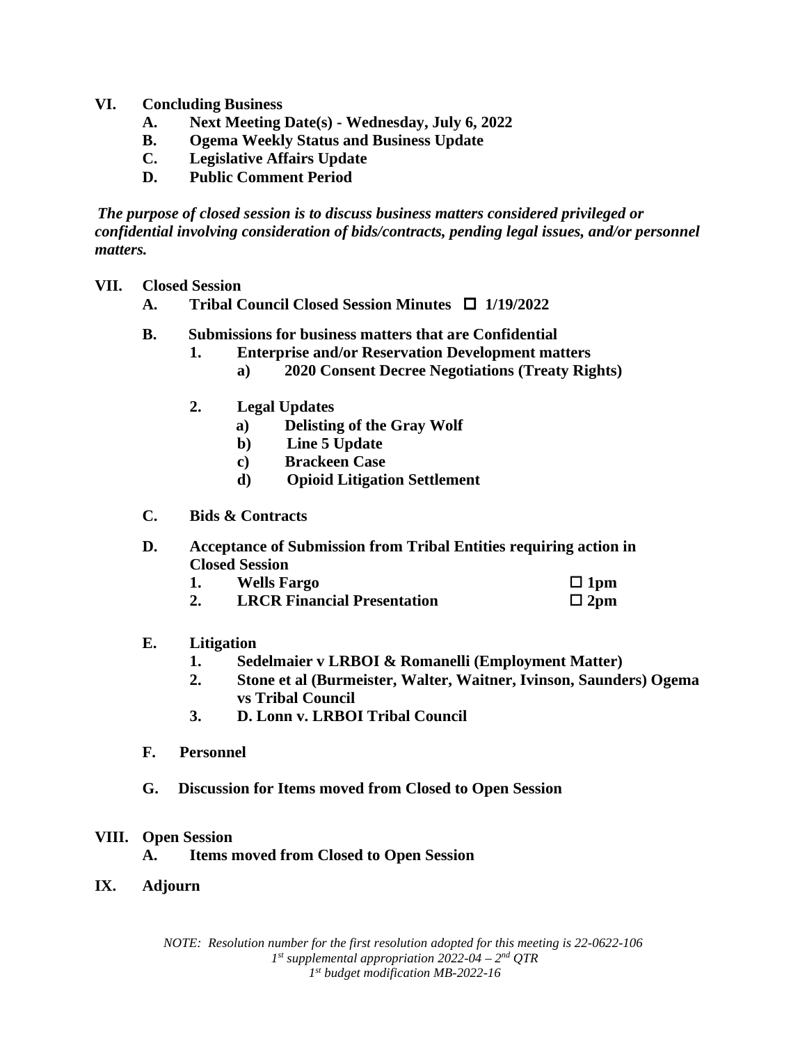**VI. Concluding Business**

- **A. Next Meeting Date(s) - Wednesday, July 6, 2022**
- **B. Ogema Weekly Status and Business Update**
- **C. Legislative Affairs Update**
- **D. Public Comment Period**

***The purpose of closed session is to discuss business matters considered privileged or confidential involving consideration of bids/contracts, pending legal issues, and/or personnel matters.***

**VII. Closed Session**

- **A. Tribal Council Closed Session Minutes ☐ 1/19/2022**
- **B. Submissions for business matters that are Confidential**
  - **1. Enterprise and/or Reservation Development matters**
    - **a) 2020 Consent Decree Negotiations (Treaty Rights)**
  - **2. Legal Updates**
    - **a) Delisting of the Gray Wolf**
    - **b) Line 5 Update**
    - **c) Brackeen Case**
    - **d) Opioid Litigation Settlement**
- **C. Bids & Contracts**
- **D. Acceptance of Submission from Tribal Entities requiring action in Closed Session**
  - **1. Wells Fargo ☐ 1pm**
  - **2. LRCR Financial Presentation ☐ 2pm**
- **E. Litigation**
  - **1. Sedelmaier v LRBOI & Romanelli (Employment Matter)**
  - **2. Stone et al (Burmeister, Walter, Waitner, Ivinson, Saunders) Ogema vs Tribal Council**
  - **3. D. Lonn v. LRBOI Tribal Council**
- **F. Personnel**
- **G. Discussion for Items moved from Closed to Open Session**

**VIII. Open Session**

- **A. Items moved from Closed to Open Session**

**IX. Adjourn**

*NOTE: Resolution number for the first resolution adopted for this meeting is 22-0622-106*
*1st supplemental appropriation 2022-04 – 2nd QTR*
*1st budget modification MB-2022-16*